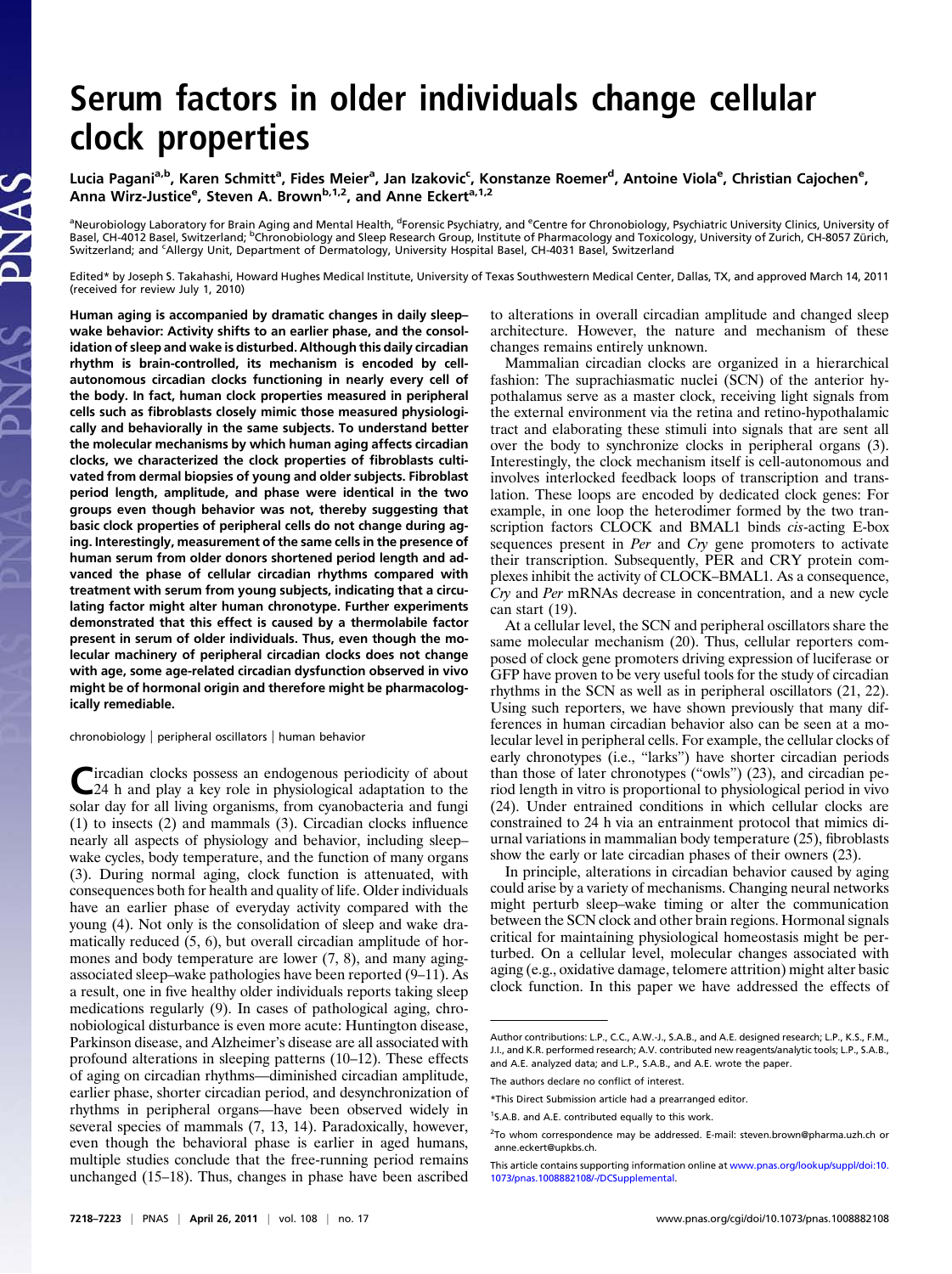# Serum factors in older individuals change cellular clock properties

Lucia Pagani[a,b], Karen Schmitt[a], Fides Meier[a], Jan Izakovic[c], Konstanze Roemer[d], Antoine Viola[e], Christian Cajochen[e], Anna Wirz-Justice[e], Steven A. Brown[b,1,2], and Anne Eckert[a,1,2]

[a]Neurobiology Laboratory for Brain Aging and Mental Health, [d]Forensic Psychiatry, and [e]Centre for Chronobiology, Psychiatric University Clinics, University of Basel, CH-4012 Basel, Switzerland; [b]Chronobiology and Sleep Research Group, Institute of Pharmacology and Toxicology, University of Zurich, CH-8057 Zürich, Switzerland; and [c]Allergy Unit, Department of Dermatology, University Hospital Basel, CH-4031 Basel, Switzerland

Edited* by Joseph S. Takahashi, Howard Hughes Medical Institute, University of Texas Southwestern Medical Center, Dallas, TX, and approved March 14, 2011 (received for review July 1, 2010)

**Human aging is accompanied by dramatic changes in daily sleep–wake behavior: Activity shifts to an earlier phase, and the consolidation of sleep and wake is disturbed. Although this daily circadian rhythm is brain-controlled, its mechanism is encoded by cell-autonomous circadian clocks functioning in nearly every cell of the body. In fact, human clock properties measured in peripheral cells such as fibroblasts closely mimic those measured physiologically and behaviorally in the same subjects. To understand better the molecular mechanisms by which human aging affects circadian clocks, we characterized the clock properties of fibroblasts cultivated from dermal biopsies of young and older subjects. Fibroblast period length, amplitude, and phase were identical in the two groups even though behavior was not, thereby suggesting that basic clock properties of peripheral cells do not change during aging. Interestingly, measurement of the same cells in the presence of human serum from older donors shortened period length and advanced the phase of cellular circadian rhythms compared with treatment with serum from young subjects, indicating that a circulating factor might alter human chronotype. Further experiments demonstrated that this effect is caused by a thermolabile factor present in serum of older individuals. Thus, even though the molecular machinery of peripheral circadian clocks does not change with age, some age-related circadian dysfunction observed in vivo might be of hormonal origin and therefore might be pharmacologically remediable.**

chronobiology | peripheral oscillators | human behavior

Circadian clocks possess an endogenous periodicity of about 24 h and play a key role in physiological adaptation to the solar day for all living organisms, from cyanobacteria and fungi (1) to insects (2) and mammals (3). Circadian clocks influence nearly all aspects of physiology and behavior, including sleep–wake cycles, body temperature, and the function of many organs (3). During normal aging, clock function is attenuated, with consequences both for health and quality of life. Older individuals have an earlier phase of everyday activity compared with the young (4). Not only is the consolidation of sleep and wake dramatically reduced (5, 6), but overall circadian amplitude of hormones and body temperature are lower (7, 8), and many aging-associated sleep–wake pathologies have been reported (9–11). As a result, one in five healthy older individuals reports taking sleep medications regularly (9). In cases of pathological aging, chronobiological disturbance is even more acute: Huntington disease, Parkinson disease, and Alzheimer's disease are all associated with profound alterations in sleeping patterns (10–12). These effects of aging on circadian rhythms—diminished circadian amplitude, earlier phase, shorter circadian period, and desynchronization of rhythms in peripheral organs—have been observed widely in several species of mammals (7, 13, 14). Paradoxically, however, even though the behavioral phase is earlier in aged humans, multiple studies conclude that the free-running period remains unchanged (15–18). Thus, changes in phase have been ascribed to alterations in overall circadian amplitude and changed sleep architecture. However, the nature and mechanism of these changes remains entirely unknown.

Mammalian circadian clocks are organized in a hierarchical fashion: The suprachiasmatic nuclei (SCN) of the anterior hypothalamus serve as a master clock, receiving light signals from the external environment via the retina and retino-hypothalamic tract and elaborating these stimuli into signals that are sent all over the body to synchronize clocks in peripheral organs (3). Interestingly, the clock mechanism itself is cell-autonomous and involves interlocked feedback loops of transcription and translation. These loops are encoded by dedicated clock genes: For example, in one loop the heterodimer formed by the two transcription factors CLOCK and BMAL1 binds *cis*-acting E-box sequences present in *Per* and *Cry* gene promoters to activate their transcription. Subsequently, PER and CRY protein complexes inhibit the activity of CLOCK–BMAL1. As a consequence, *Cry* and *Per* mRNAs decrease in concentration, and a new cycle can start (19).

At a cellular level, the SCN and peripheral oscillators share the same molecular mechanism (20). Thus, cellular reporters composed of clock gene promoters driving expression of luciferase or GFP have proven to be very useful tools for the study of circadian rhythms in the SCN as well as in peripheral oscillators (21, 22). Using such reporters, we have shown previously that many differences in human circadian behavior also can be seen at a molecular level in peripheral cells. For example, the cellular clocks of early chronotypes (i.e., "larks") have shorter circadian periods than those of later chronotypes ("owls") (23), and circadian period length in vitro is proportional to physiological period in vivo (24). Under entrained conditions in which cellular clocks are constrained to 24 h via an entrainment protocol that mimics diurnal variations in mammalian body temperature (25), fibroblasts show the early or late circadian phases of their owners (23).

In principle, alterations in circadian behavior caused by aging could arise by a variety of mechanisms. Changing neural networks might perturb sleep–wake timing or alter the communication between the SCN clock and other brain regions. Hormonal signals critical for maintaining physiological homeostasis might be perturbed. On a cellular level, molecular changes associated with aging (e.g., oxidative damage, telomere attrition) might alter basic clock function. In this paper we have addressed the effects of

Author contributions: L.P., C.C., A.W.-J., S.A.B., and A.E. designed research; L.P., K.S., F.M., J.I., and K.R. performed research; A.V. contributed new reagents/analytic tools; L.P., S.A.B., and A.E. analyzed data; and L.P., S.A.B., and A.E. wrote the paper.

The authors declare no conflict of interest.

*This Direct Submission article had a prearranged editor.

[1]S.A.B. and A.E. contributed equally to this work.

[2]To whom correspondence may be addressed. E-mail: steven.brown@pharma.uzh.ch or anne.eckert@upkbs.ch.

This article contains supporting information online at www.pnas.org/lookup/suppl/doi:10.1073/pnas.1008882108/-/DCSupplemental.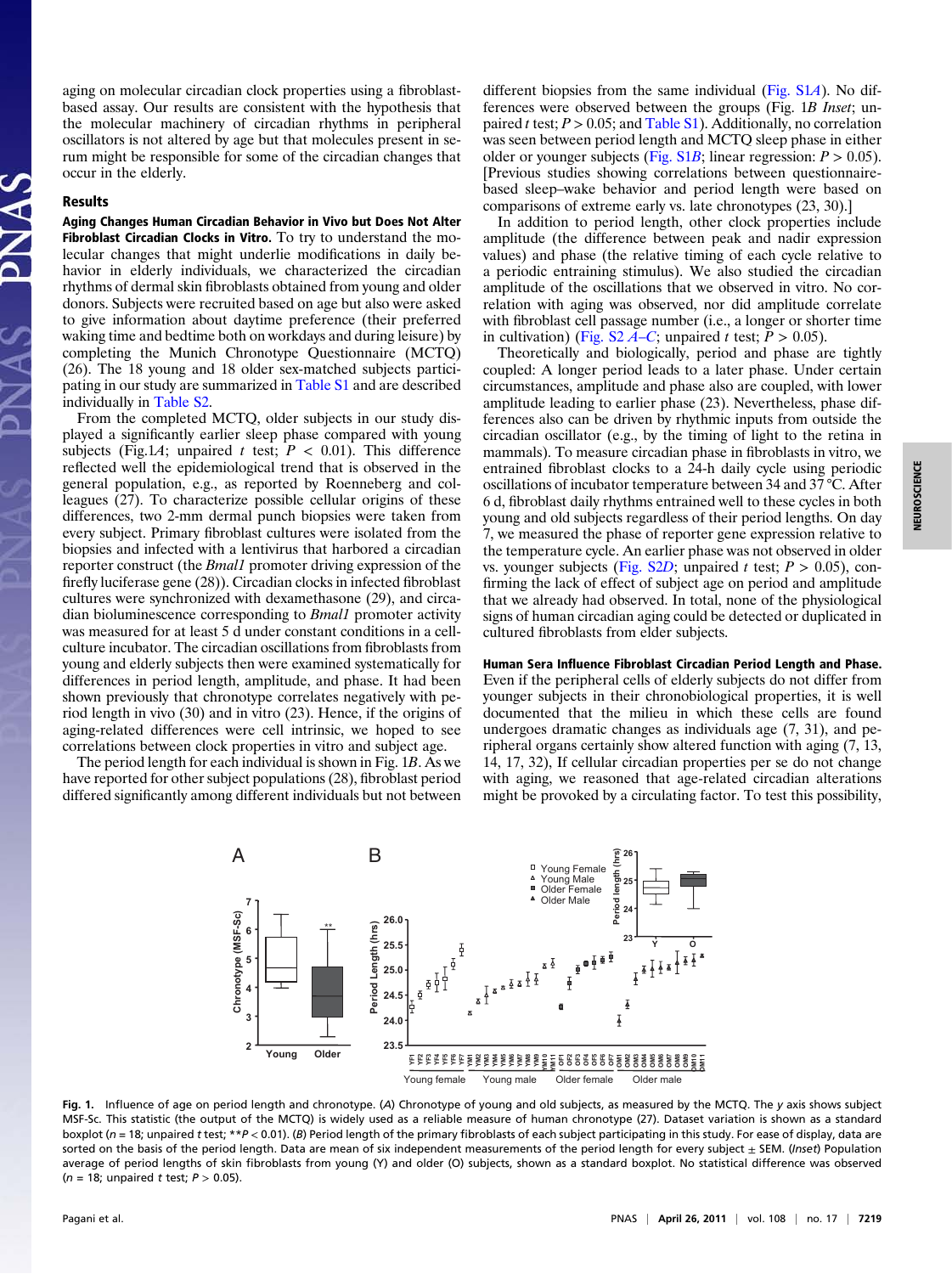aging on molecular circadian clock properties using a fibroblast-based assay. Our results are consistent with the hypothesis that the molecular machinery of circadian rhythms in peripheral oscillators is not altered by age but that molecules present in serum might be responsible for some of the circadian changes that occur in the elderly.

## Results

**Aging Changes Human Circadian Behavior in Vivo but Does Not Alter Fibroblast Circadian Clocks in Vitro.** To try to understand the molecular changes that might underlie modifications in daily behavior in elderly individuals, we characterized the circadian rhythms of dermal skin fibroblasts obtained from young and older donors. Subjects were recruited based on age but also were asked to give information about daytime preference (their preferred waking time and bedtime both on workdays and during leisure) by completing the Munich Chronotype Questionnaire (MCTQ) (26). The 18 young and 18 older sex-matched subjects participating in our study are summarized in Table S1 and are described individually in Table S2.

From the completed MCTQ, older subjects in our study displayed a significantly earlier sleep phase compared with young subjects (Fig.1*A*; unpaired *t* test; $P < 0.01$). This difference reflected well the epidemiological trend that is observed in the general population, e.g., as reported by Roenneberg and colleagues (27). To characterize possible cellular origins of these differences, two 2-mm dermal punch biopsies were taken from every subject. Primary fibroblast cultures were isolated from the biopsies and infected with a lentivirus that harbored a circadian reporter construct (the *Bmal1* promoter driving expression of the firefly luciferase gene (28)). Circadian clocks in infected fibroblast cultures were synchronized with dexamethasone (29), and circadian bioluminescence corresponding to *Bmal1* promoter activity was measured for at least 5 d under constant conditions in a cell-culture incubator. The circadian oscillations from fibroblasts from young and elderly subjects then were examined systematically for differences in period length, amplitude, and phase. It had been shown previously that chronotype correlates negatively with period length in vivo (30) and in vitro (23). Hence, if the origins of aging-related differences were cell intrinsic, we hoped to see correlations between clock properties in vitro and subject age.

The period length for each individual is shown in Fig. 1*B*. As we have reported for other subject populations (28), fibroblast period differed significantly among different individuals but not between different biopsies from the same individual (Fig. S1*A*). No differences were observed between the groups (Fig. 1*B Inset*; unpaired *t* test; $P > 0.05$; and Table S1). Additionally, no correlation was seen between period length and MCTQ sleep phase in either older or younger subjects (Fig. S1*B*; linear regression: $P > 0.05$). [Previous studies showing correlations between questionnaire-based sleep–wake behavior and period length were based on comparisons of extreme early vs. late chronotypes (23, 30).]

In addition to period length, other clock properties include amplitude (the difference between peak and nadir expression values) and phase (the relative timing of each cycle relative to a periodic entraining stimulus). We also studied the circadian amplitude of the oscillations that we observed in vitro. No correlation with aging was observed, nor did amplitude correlate with fibroblast cell passage number (i.e., a longer or shorter time in cultivation) (Fig. S2 *A*–*C*; unpaired *t* test; $P > 0.05$).

Theoretically and biologically, period and phase are tightly coupled: A longer period leads to a later phase. Under certain circumstances, amplitude and phase also are coupled, with lower amplitude leading to earlier phase (23). Nevertheless, phase differences also can be driven by rhythmic inputs from outside the circadian oscillator (e.g., by the timing of light to the retina in mammals). To measure circadian phase in fibroblasts in vitro, we entrained fibroblast clocks to a 24-h daily cycle using periodic oscillations of incubator temperature between 34 and 37 °C. After 6 d, fibroblast daily rhythms entrained well to these cycles in both young and old subjects regardless of their period lengths. On day 7, we measured the phase of reporter gene expression relative to the temperature cycle. An earlier phase was not observed in older vs. younger subjects (Fig. S2*D*; unpaired *t* test; $P > 0.05$), confirming the lack of effect of subject age on period and amplitude that we already had observed. In total, none of the physiological signs of human circadian aging could be detected or duplicated in cultured fibroblasts from elder subjects.

**Human Sera Influence Fibroblast Circadian Period Length and Phase.** Even if the peripheral cells of elderly subjects do not differ from younger subjects in their chronobiological properties, it is well documented that the milieu in which these cells are found undergoes dramatic changes as individuals age (7, 31), and peripheral organs certainly show altered function with aging (7, 13, 14, 17, 32), If cellular circadian properties per se do not change with aging, we reasoned that age-related circadian alterations might be provoked by a circulating factor. To test this possibility,

**Fig. 1.** Influence of age on period length and chronotype. (*A*) Chronotype of young and old subjects, as measured by the MCTQ. The *y* axis shows subject MSF-Sc. This statistic (the output of the MCTQ) is widely used as a reliable measure of human chronotype (27). Dataset variation is shown as a standard boxplot ($n = 18$; unpaired *t* test; $^{**}P < 0.01$). (*B*) Period length of the primary fibroblasts of each subject participating in this study. For ease of display, data are sorted on the basis of the period length. Data are mean of six independent measurements of the period length for every subject ± SEM. (*Inset*) Population average of period lengths of skin fibroblasts from young (Y) and older (O) subjects, shown as a standard boxplot. No statistical difference was observed ($n = 18$; unpaired *t* test; $P > 0.05$).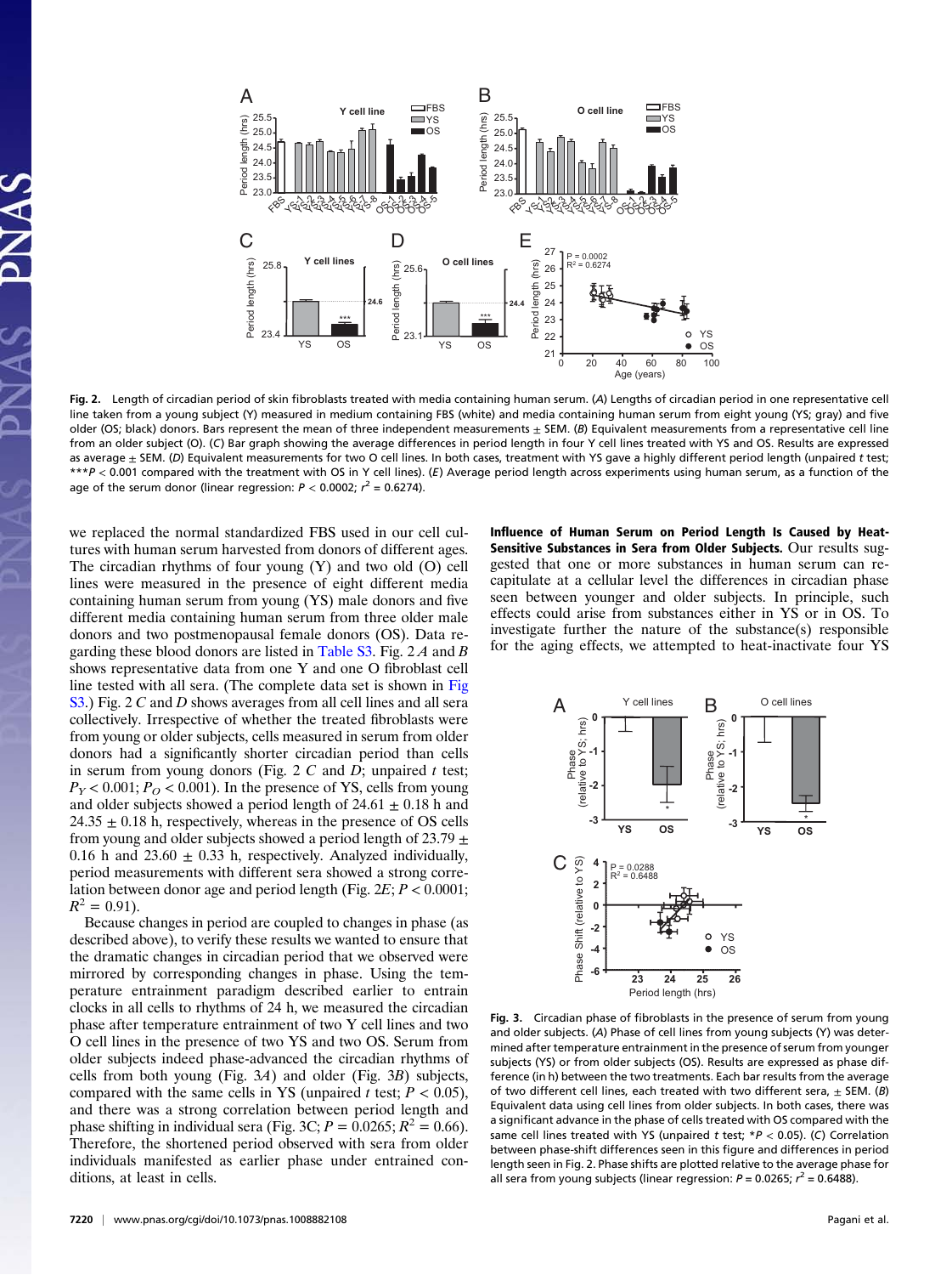Fig. 2. Length of circadian period of skin fibroblasts treated with media containing human serum. (*A*) Lengths of circadian period in one representative cell line taken from a young subject (Y) measured in medium containing FBS (white) and media containing human serum from eight young (YS; gray) and five older (OS; black) donors. Bars represent the mean of three independent measurements ± SEM. (*B*) Equivalent measurements from a representative cell line from an older subject (O). (*C*) Bar graph showing the average differences in period length in four Y cell lines treated with YS and OS. Results are expressed as average ± SEM. (*D*) Equivalent measurements for two O cell lines. In both cases, treatment with YS gave a highly different period length (unpaired *t* test; ****P* < 0.001 compared with the treatment with OS in Y cell lines). (*E*) Average period length across experiments using human serum, as a function of the age of the serum donor (linear regression: $P < 0.0002$; $r^2 = 0.6274$).

we replaced the normal standardized FBS used in our cell cultures with human serum harvested from donors of different ages. The circadian rhythms of four young (Y) and two old (O) cell lines were measured in the presence of eight different media containing human serum from young (YS) male donors and five different media containing human serum from three older male donors and two postmenopausal female donors (OS). Data regarding these blood donors are listed in Table S3. Fig. 2 *A* and *B* shows representative data from one Y and one O fibroblast cell line tested with all sera. (The complete data set is shown in Fig S3.) Fig. 2 *C* and *D* shows averages from all cell lines and all sera collectively. Irrespective of whether the treated fibroblasts were from young or older subjects, cells measured in serum from older donors had a significantly shorter circadian period than cells in serum from young donors (Fig. 2 *C* and *D*; unpaired *t* test; $P_Y < 0.001$; $P_O < 0.001$). In the presence of YS, cells from young and older subjects showed a period length of 24.61 ± 0.18 h and 24.35 ± 0.18 h, respectively, whereas in the presence of OS cells from young and older subjects showed a period length of 23.79 ± 0.16 h and 23.60 ± 0.33 h, respectively. Analyzed individually, period measurements with different sera showed a strong correlation between donor age and period length (Fig. 2*E*; $P < 0.0001$; $R^2 = 0.91$).

Because changes in period are coupled to changes in phase (as described above), to verify these results we wanted to ensure that the dramatic changes in circadian period that we observed were mirrored by corresponding changes in phase. Using the temperature entrainment paradigm described earlier to entrain clocks in all cells to rhythms of 24 h, we measured the circadian phase after temperature entrainment of two Y cell lines and two O cell lines in the presence of two YS and two OS. Serum from older subjects indeed phase-advanced the circadian rhythms of cells from both young (Fig. 3*A*) and older (Fig. 3*B*) subjects, compared with the same cells in YS (unpaired *t* test; $P < 0.05$), and there was a strong correlation between period length and phase shifting in individual sera (Fig. 3C; $P = 0.0265$; $R^2 = 0.66$). Therefore, the shortened period observed with sera from older individuals manifested as earlier phase under entrained conditions, at least in cells.

**Influence of Human Serum on Period Length Is Caused by Heat-Sensitive Substances in Sera from Older Subjects.** Our results suggested that one or more substances in human serum can recapitulate at a cellular level the differences in circadian phase seen between younger and older subjects. In principle, such effects could arise from substances either in YS or in OS. To investigate further the nature of the substance(s) responsible for the aging effects, we attempted to heat-inactivate four YS

Fig. 3. Circadian phase of fibroblasts in the presence of serum from young and older subjects. (*A*) Phase of cell lines from young subjects (Y) was determined after temperature entrainment in the presence of serum from younger subjects (YS) or from older subjects (OS). Results are expressed as phase difference (in h) between the two treatments. Each bar results from the average of two different cell lines, each treated with two different sera, ± SEM. (*B*) Equivalent data using cell lines from older subjects. In both cases, there was a significant advance in the phase of cells treated with OS compared with the same cell lines treated with YS (unpaired *t* test; **P* < 0.05). (*C*) Correlation between phase-shift differences seen in this figure and differences in period length seen in Fig. 2. Phase shifts are plotted relative to the average phase for all sera from young subjects (linear regression: $P = 0.0265$; $r^2 = 0.6488$).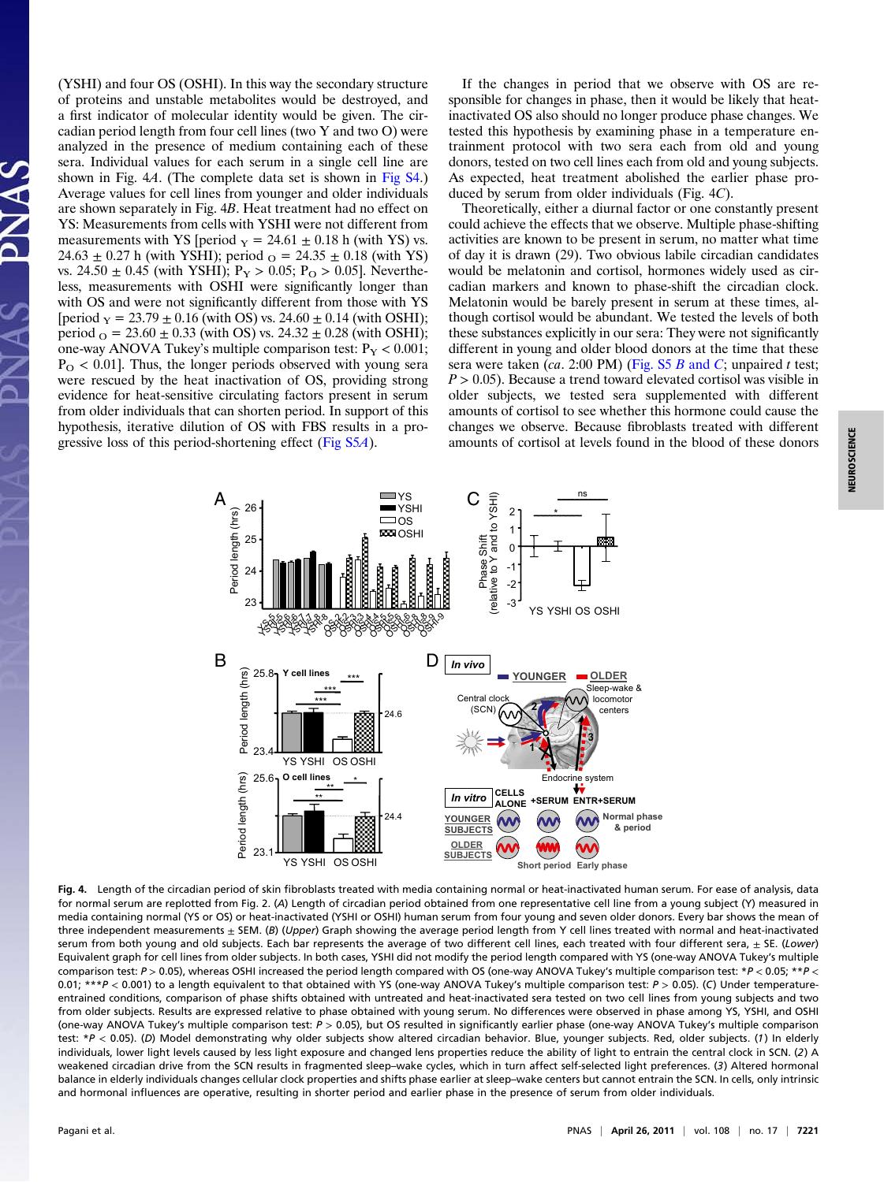(YSHI) and four OS (OSHI). In this way the secondary structure of proteins and unstable metabolites would be destroyed, and a first indicator of molecular identity would be given. The circadian period length from four cell lines (two Y and two O) were analyzed in the presence of medium containing each of these sera. Individual values for each serum in a single cell line are shown in Fig. 4*A*. (The complete data set is shown in Fig S4.) Average values for cell lines from younger and older individuals are shown separately in Fig. 4*B*. Heat treatment had no effect on YS: Measurements from cells with YSHI were not different from measurements with YS [period $_Y$ = 24.61 ± 0.18 h (with YS) vs. 24.63 ± 0.27 h (with YSHI); period $_O$ = 24.35 ± 0.18 (with YS) vs. 24.50 ± 0.45 (with YSHI); $P_Y > 0.05$; $P_O > 0.05$]. Nevertheless, measurements with OSHI were significantly longer than with OS and were not significantly different from those with YS [period $_Y$ = 23.79 ± 0.16 (with OS) vs. 24.60 ± 0.14 (with OSHI); period $_O$ = 23.60 ± 0.33 (with OS) vs. 24.32 ± 0.28 (with OSHI); one-way ANOVA Tukey's multiple comparison test: $P_Y < 0.001$; $P_O < 0.01$]. Thus, the longer periods observed with young sera were rescued by the heat inactivation of OS, providing strong evidence for heat-sensitive circulating factors present in serum from older individuals that can shorten period. In support of this hypothesis, iterative dilution of OS with FBS results in a progressive loss of this period-shortening effect (Fig S5*A*).

If the changes in period that we observe with OS are responsible for changes in phase, then it would be likely that heat-inactivated OS also should no longer produce phase changes. We tested this hypothesis by examining phase in a temperature entrainment protocol with two sera each from old and young donors, tested on two cell lines each from old and young subjects. As expected, heat treatment abolished the earlier phase produced by serum from older individuals (Fig. 4*C*).

Theoretically, either a diurnal factor or one constantly present could achieve the effects that we observe. Multiple phase-shifting activities are known to be present in serum, no matter what time of day it is drawn (29). Two obvious labile circadian candidates would be melatonin and cortisol, hormones widely used as circadian markers and known to phase-shift the circadian clock. Melatonin would be barely present in serum at these times, although cortisol would be abundant. We tested the levels of both these substances explicitly in our sera: They were not significantly different in young and older blood donors at the time that these sera were taken (*ca*. 2:00 PM) (Fig. S5 *B* and *C*; unpaired *t* test; $P > 0.05$). Because a trend toward elevated cortisol was visible in older subjects, we tested sera supplemented with different amounts of cortisol to see whether this hormone could cause the changes we observe. Because fibroblasts treated with different amounts of cortisol at levels found in the blood of these donors

**Fig. 4.** Length of the circadian period of skin fibroblasts treated with media containing normal or heat-inactivated human serum. For ease of analysis, data for normal serum are replotted from Fig. 2. (*A*) Length of circadian period obtained from one representative cell line from a young subject (Y) measured in media containing normal (YS or OS) or heat-inactivated (YSHI or OSHI) human serum from four young and seven older donors. Every bar shows the mean of three independent measurements ± SEM. (*B*) (*Upper*) Graph showing the average period length from Y cell lines treated with normal and heat-inactivated serum from both young and old subjects. Each bar represents the average of two different cell lines, each treated with four different sera, ± SE. (*Lower*) Equivalent graph for cell lines from older subjects. In both cases, YSHI did not modify the period length compared with YS (one-way ANOVA Tukey's multiple comparison test: $P > 0.05$), whereas OSHI increased the period length compared with OS (one-way ANOVA Tukey's multiple comparison test: \*$P < 0.05$; \*\*$P < 0.01$; \*\*\*$P < 0.001$) to a length equivalent to that obtained with YS (one-way ANOVA Tukey's multiple comparison test: $P > 0.05$). (*C*) Under temperature-entrained conditions, comparison of phase shifts obtained with untreated and heat-inactivated sera tested on two cell lines from young subjects and two from older subjects. Results are expressed relative to phase obtained with young serum. No differences were observed in phase among YS, YSHI, and OSHI (one-way ANOVA Tukey's multiple comparison test: $P > 0.05$), but OS resulted in significantly earlier phase (one-way ANOVA Tukey's multiple comparison test: \*$P < 0.05$). (*D*) Model demonstrating why older subjects show altered circadian behavior. Blue, younger subjects. Red, older subjects. (*1*) In elderly individuals, lower light levels caused by less light exposure and changed lens properties reduce the ability of light to entrain the central clock in SCN. (*2*) A weakened circadian drive from the SCN results in fragmented sleep–wake cycles, which in turn affect self-selected light preferences. (*3*) Altered hormonal balance in elderly individuals changes cellular clock properties and shifts phase earlier at sleep–wake centers but cannot entrain the SCN. In cells, only intrinsic and hormonal influences are operative, resulting in shorter period and earlier phase in the presence of serum from older individuals.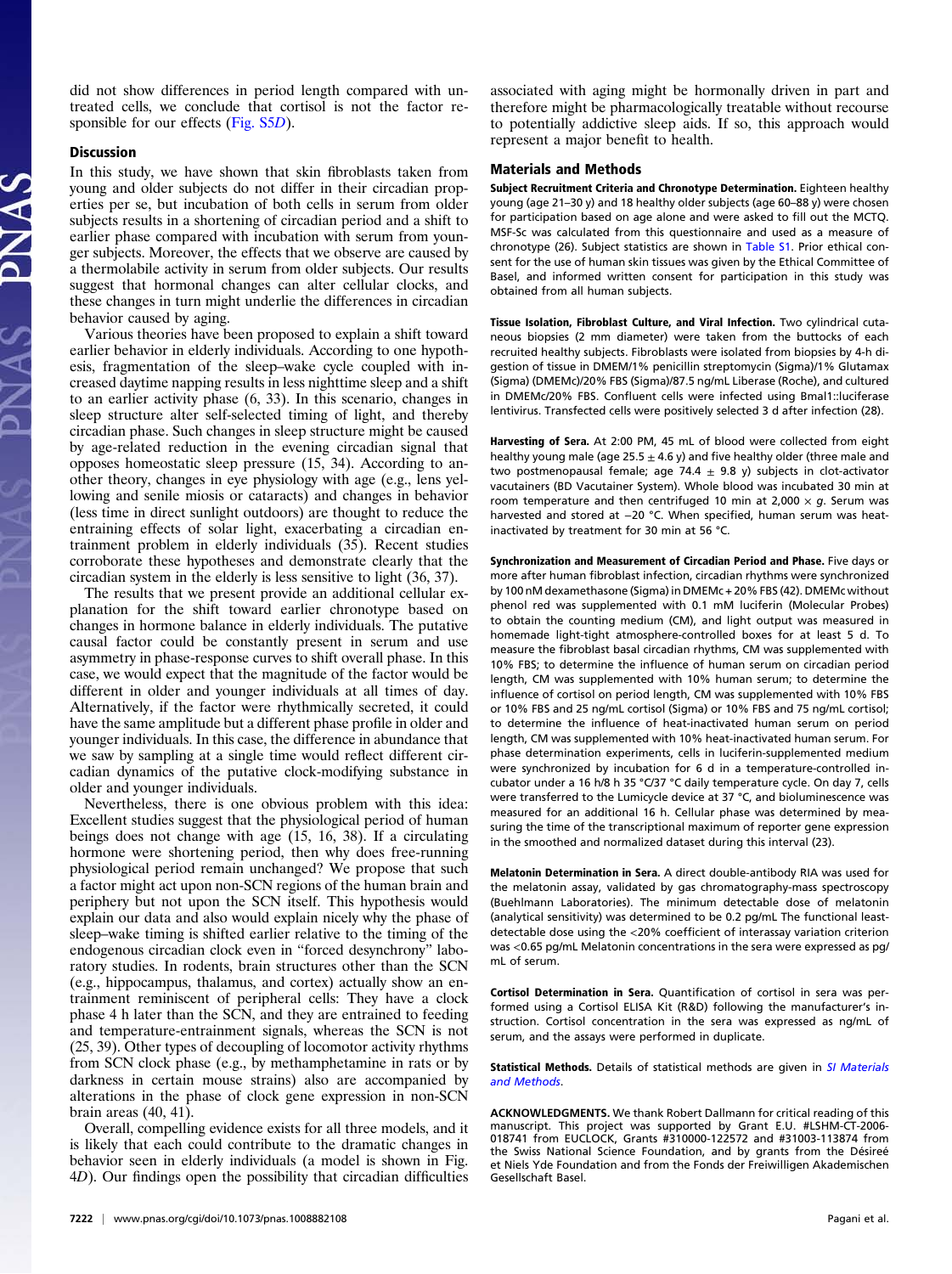did not show differences in period length compared with untreated cells, we conclude that cortisol is not the factor responsible for our effects (Fig. S5D).

## Discussion

In this study, we have shown that skin fibroblasts taken from young and older subjects do not differ in their circadian properties per se, but incubation of both cells in serum from older subjects results in a shortening of circadian period and a shift to earlier phase compared with incubation with serum from younger subjects. Moreover, the effects that we observe are caused by a thermolabile activity in serum from older subjects. Our results suggest that hormonal changes can alter cellular clocks, and these changes in turn might underlie the differences in circadian behavior caused by aging.

Various theories have been proposed to explain a shift toward earlier behavior in elderly individuals. According to one hypothesis, fragmentation of the sleep–wake cycle coupled with increased daytime napping results in less nighttime sleep and a shift to an earlier activity phase (6, 33). In this scenario, changes in sleep structure alter self-selected timing of light, and thereby circadian phase. Such changes in sleep structure might be caused by age-related reduction in the evening circadian signal that opposes homeostatic sleep pressure (15, 34). According to another theory, changes in eye physiology with age (e.g., lens yellowing and senile miosis or cataracts) and changes in behavior (less time in direct sunlight outdoors) are thought to reduce the entraining effects of solar light, exacerbating a circadian entrainment problem in elderly individuals (35). Recent studies corroborate these hypotheses and demonstrate clearly that the circadian system in the elderly is less sensitive to light (36, 37).

The results that we present provide an additional cellular explanation for the shift toward earlier chronotype based on changes in hormone balance in elderly individuals. The putative causal factor could be constantly present in serum and use asymmetry in phase-response curves to shift overall phase. In this case, we would expect that the magnitude of the factor would be different in older and younger individuals at all times of day. Alternatively, if the factor were rhythmically secreted, it could have the same amplitude but a different phase profile in older and younger individuals. In this case, the difference in abundance that we saw by sampling at a single time would reflect different circadian dynamics of the putative clock-modifying substance in older and younger individuals.

Nevertheless, there is one obvious problem with this idea: Excellent studies suggest that the physiological period of human beings does not change with age (15, 16, 38). If a circulating hormone were shortening period, then why does free-running physiological period remain unchanged? We propose that such a factor might act upon non-SCN regions of the human brain and periphery but not upon the SCN itself. This hypothesis would explain our data and also would explain nicely why the phase of sleep–wake timing is shifted earlier relative to the timing of the endogenous circadian clock even in "forced desynchrony" laboratory studies. In rodents, brain structures other than the SCN (e.g., hippocampus, thalamus, and cortex) actually show an entrainment reminiscent of peripheral cells: They have a clock phase 4 h later than the SCN, and they are entrained to feeding and temperature-entrainment signals, whereas the SCN is not (25, 39). Other types of decoupling of locomotor activity rhythms from SCN clock phase (e.g., by methamphetamine in rats or by darkness in certain mouse strains) also are accompanied by alterations in the phase of clock gene expression in non-SCN brain areas (40, 41).

Overall, compelling evidence exists for all three models, and it is likely that each could contribute to the dramatic changes in behavior seen in elderly individuals (a model is shown in Fig. 4D). Our findings open the possibility that circadian difficulties associated with aging might be hormonally driven in part and therefore might be pharmacologically treatable without recourse to potentially addictive sleep aids. If so, this approach would represent a major benefit to health.

## Materials and Methods

**Subject Recruitment Criteria and Chronotype Determination.** Eighteen healthy young (age 21–30 y) and 18 healthy older subjects (age 60–88 y) were chosen for participation based on age alone and were asked to fill out the MCTQ. MSF-Sc was calculated from this questionnaire and used as a measure of chronotype (26). Subject statistics are shown in Table S1. Prior ethical consent for the use of human skin tissues was given by the Ethical Committee of Basel, and informed written consent for participation in this study was obtained from all human subjects.

**Tissue Isolation, Fibroblast Culture, and Viral Infection.** Two cylindrical cutaneous biopsies (2 mm diameter) were taken from the buttocks of each recruited healthy subjects. Fibroblasts were isolated from biopsies by 4-h digestion of tissue in DMEM/1% penicillin streptomycin (Sigma)/1% Glutamax (Sigma) (DMEMc)/20% FBS (Sigma)/87.5 ng/mL Liberase (Roche), and cultured in DMEMc/20% FBS. Confluent cells were infected using Bmal1::luciferase lentivirus. Transfected cells were positively selected 3 d after infection (28).

**Harvesting of Sera.** At 2:00 PM, 45 mL of blood were collected from eight healthy young male (age 25.5 ± 4.6 y) and five healthy older (three male and two postmenopausal female; age 74.4 ± 9.8 y) subjects in clot-activator vacutainers (BD Vacutainer System). Whole blood was incubated 30 min at room temperature and then centrifuged 10 min at 2,000 × *g*. Serum was harvested and stored at −20 °C. When specified, human serum was heat-inactivated by treatment for 30 min at 56 °C.

**Synchronization and Measurement of Circadian Period and Phase.** Five days or more after human fibroblast infection, circadian rhythms were synchronized by 100 nM dexamethasone (Sigma) in DMEMc + 20% FBS (42). DMEMc without phenol red was supplemented with 0.1 mM luciferin (Molecular Probes) to obtain the counting medium (CM), and light output was measured in homemade light-tight atmosphere-controlled boxes for at least 5 d. To measure the fibroblast basal circadian rhythms, CM was supplemented with 10% FBS; to determine the influence of human serum on circadian period length, CM was supplemented with 10% human serum; to determine the influence of cortisol on period length, CM was supplemented with 10% FBS or 10% FBS and 25 ng/mL cortisol (Sigma) or 10% FBS and 75 ng/mL cortisol; to determine the influence of heat-inactivated human serum on period length, CM was supplemented with 10% heat-inactivated human serum. For phase determination experiments, cells in luciferin-supplemented medium were synchronized by incubation for 6 d in a temperature-controlled incubator under a 16 h/8 h 35 °C/37 °C daily temperature cycle. On day 7, cells were transferred to the Lumicycle device at 37 °C, and bioluminescence was measured for an additional 16 h. Cellular phase was determined by measuring the time of the transcriptional maximum of reporter gene expression in the smoothed and normalized dataset during this interval (23).

**Melatonin Determination in Sera.** A direct double-antibody RIA was used for the melatonin assay, validated by gas chromatography-mass spectroscopy (Buehlmann Laboratories). The minimum detectable dose of melatonin (analytical sensitivity) was determined to be 0.2 pg/mL The functional least-detectable dose using the <20% coefficient of interassay variation criterion was <0.65 pg/mL Melatonin concentrations in the sera were expressed as pg/mL of serum.

**Cortisol Determination in Sera.** Quantification of cortisol in sera was performed using a Cortisol ELISA Kit (R&D) following the manufacturer's instruction. Cortisol concentration in the sera was expressed as ng/mL of serum, and the assays were performed in duplicate.

**Statistical Methods.** Details of statistical methods are given in *SI Materials and Methods*.

**ACKNOWLEDGMENTS.** We thank Robert Dallmann for critical reading of this manuscript. This project was supported by Grant E.U. #LSHM-CT-2006-018741 from EUCLOCK, Grants #310000-122572 and #31003-113874 from the Swiss National Science Foundation, and by grants from the Désireé et Niels Yde Foundation and from the Fonds der Freiwilligen Akademischen Gesellschaft Basel.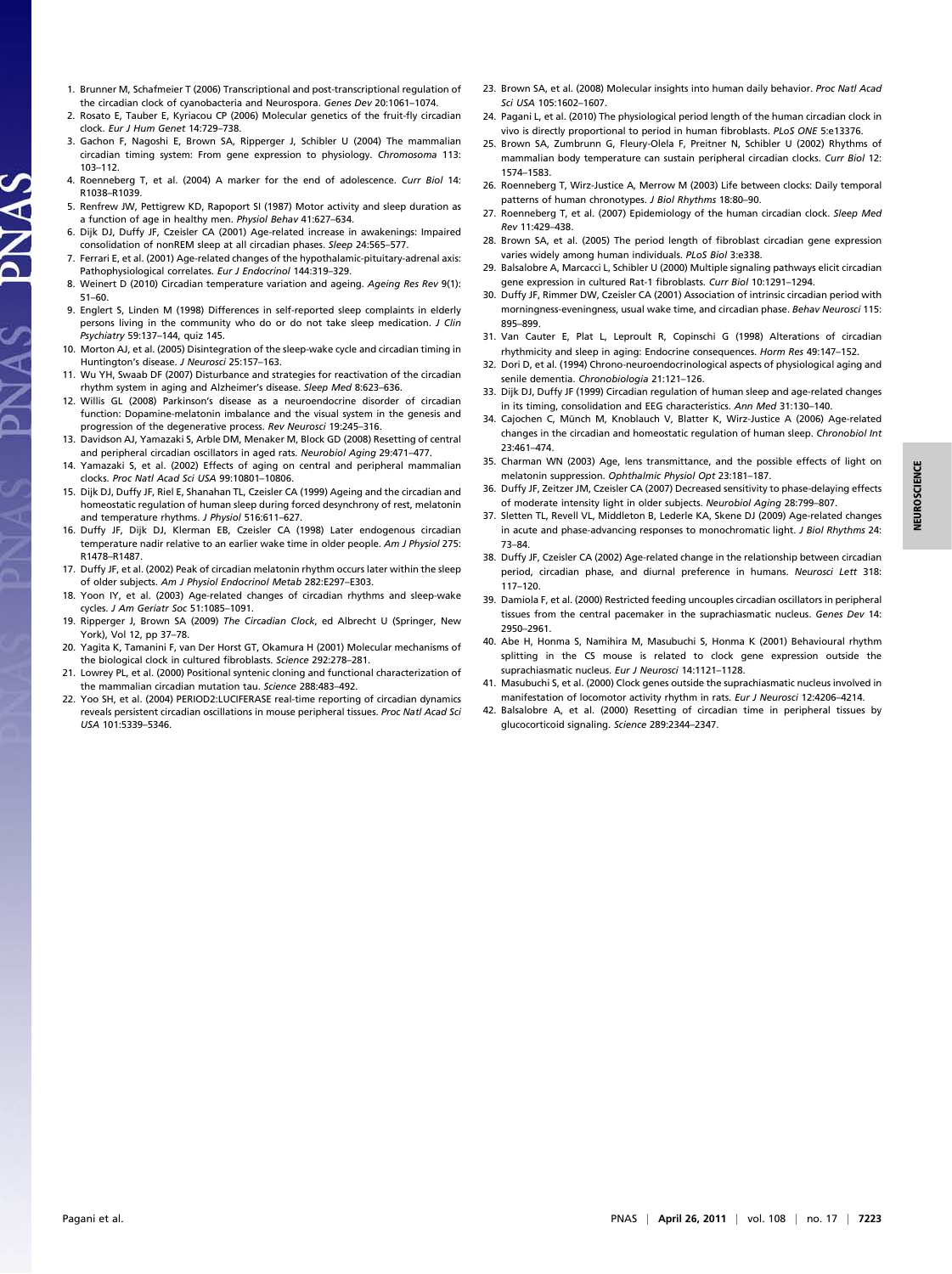1. Brunner M, Schafmeier T (2006) Transcriptional and post-transcriptional regulation of the circadian clock of cyanobacteria and Neurospora. *Genes Dev* 20:1061–1074.
2. Rosato E, Tauber E, Kyriacou CP (2006) Molecular genetics of the fruit-fly circadian clock. *Eur J Hum Genet* 14:729–738.
3. Gachon F, Nagoshi E, Brown SA, Ripperger J, Schibler U (2004) The mammalian circadian timing system: From gene expression to physiology. *Chromosoma* 113: 103–112.
4. Roenneberg T, et al. (2004) A marker for the end of adolescence. *Curr Biol* 14: R1038–R1039.
5. Renfrew JW, Pettigrew KD, Rapoport SI (1987) Motor activity and sleep duration as a function of age in healthy men. *Physiol Behav* 41:627–634.
6. Dijk DJ, Duffy JF, Czeisler CA (2001) Age-related increase in awakenings: Impaired consolidation of nonREM sleep at all circadian phases. *Sleep* 24:565–577.
7. Ferrari E, et al. (2001) Age-related changes of the hypothalamic-pituitary-adrenal axis: Pathophysiological correlates. *Eur J Endocrinol* 144:319–329.
8. Weinert D (2010) Circadian temperature variation and ageing. *Ageing Res Rev* 9(1): 51–60.
9. Englert S, Linden M (1998) Differences in self-reported sleep complaints in elderly persons living in the community who do or do not take sleep medication. *J Clin Psychiatry* 59:137–144, quiz 145.
10. Morton AJ, et al. (2005) Disintegration of the sleep-wake cycle and circadian timing in Huntington's disease. *J Neurosci* 25:157–163.
11. Wu YH, Swaab DF (2007) Disturbance and strategies for reactivation of the circadian rhythm system in aging and Alzheimer's disease. *Sleep Med* 8:623–636.
12. Willis GL (2008) Parkinson's disease as a neuroendocrine disorder of circadian function: Dopamine-melatonin imbalance and the visual system in the genesis and progression of the degenerative process. *Rev Neurosci* 19:245–316.
13. Davidson AJ, Yamazaki S, Arble DM, Menaker M, Block GD (2008) Resetting of central and peripheral circadian oscillators in aged rats. *Neurobiol Aging* 29:471–477.
14. Yamazaki S, et al. (2002) Effects of aging on central and peripheral mammalian clocks. *Proc Natl Acad Sci USA* 99:10801–10806.
15. Dijk DJ, Duffy JF, Riel E, Shanahan TL, Czeisler CA (1999) Ageing and the circadian and homeostatic regulation of human sleep during forced desynchrony of rest, melatonin and temperature rhythms. *J Physiol* 516:611–627.
16. Duffy JF, Dijk DJ, Klerman EB, Czeisler CA (1998) Later endogenous circadian temperature nadir relative to an earlier wake time in older people. *Am J Physiol* 275: R1478–R1487.
17. Duffy JF, et al. (2002) Peak of circadian melatonin rhythm occurs later within the sleep of older subjects. *Am J Physiol Endocrinol Metab* 282:E297–E303.
18. Yoon IY, et al. (2003) Age-related changes of circadian rhythms and sleep-wake cycles. *J Am Geriatr Soc* 51:1085–1091.
19. Ripperger J, Brown SA (2009) *The Circadian Clock*, ed Albrecht U (Springer, New York), Vol 12, pp 37–78.
20. Yagita K, Tamanini F, van Der Horst GT, Okamura H (2001) Molecular mechanisms of the biological clock in cultured fibroblasts. *Science* 292:278–281.
21. Lowrey PL, et al. (2000) Positional syntenic cloning and functional characterization of the mammalian circadian mutation tau. *Science* 288:483–492.
22. Yoo SH, et al. (2004) PERIOD2:LUCIFERASE real-time reporting of circadian dynamics reveals persistent circadian oscillations in mouse peripheral tissues. *Proc Natl Acad Sci USA* 101:5339–5346.
23. Brown SA, et al. (2008) Molecular insights into human daily behavior. *Proc Natl Acad Sci USA* 105:1602–1607.
24. Pagani L, et al. (2010) The physiological period length of the human circadian clock in vivo is directly proportional to period in human fibroblasts. *PLoS ONE* 5:e13376.
25. Brown SA, Zumbrunn G, Fleury-Olela F, Preitner N, Schibler U (2002) Rhythms of mammalian body temperature can sustain peripheral circadian clocks. *Curr Biol* 12: 1574–1583.
26. Roenneberg T, Wirz-Justice A, Merrow M (2003) Life between clocks: Daily temporal patterns of human chronotypes. *J Biol Rhythms* 18:80–90.
27. Roenneberg T, et al. (2007) Epidemiology of the human circadian clock. *Sleep Med Rev* 11:429–438.
28. Brown SA, et al. (2005) The period length of fibroblast circadian gene expression varies widely among human individuals. *PLoS Biol* 3:e338.
29. Balsalobre A, Marcacci L, Schibler U (2000) Multiple signaling pathways elicit circadian gene expression in cultured Rat-1 fibroblasts. *Curr Biol* 10:1291–1294.
30. Duffy JF, Rimmer DW, Czeisler CA (2001) Association of intrinsic circadian period with morningness-eveningness, usual wake time, and circadian phase. *Behav Neurosci* 115: 895–899.
31. Van Cauter E, Plat L, Leproult R, Copinschi G (1998) Alterations of circadian rhythmicity and sleep in aging: Endocrine consequences. *Horm Res* 49:147–152.
32. Dori D, et al. (1994) Chrono-neuroendocrinological aspects of physiological aging and senile dementia. *Chronobiologia* 21:121–126.
33. Dijk DJ, Duffy JF (1999) Circadian regulation of human sleep and age-related changes in its timing, consolidation and EEG characteristics. *Ann Med* 31:130–140.
34. Cajochen C, Münch M, Knoblauch V, Blatter K, Wirz-Justice A (2006) Age-related changes in the circadian and homeostatic regulation of human sleep. *Chronobiol Int* 23:461–474.
35. Charman WN (2003) Age, lens transmittance, and the possible effects of light on melatonin suppression. *Ophthalmic Physiol Opt* 23:181–187.
36. Duffy JF, Zeitzer JM, Czeisler CA (2007) Decreased sensitivity to phase-delaying effects of moderate intensity light in older subjects. *Neurobiol Aging* 28:799–807.
37. Sletten TL, Revell VL, Middleton B, Lederle KA, Skene DJ (2009) Age-related changes in acute and phase-advancing responses to monochromatic light. *J Biol Rhythms* 24: 73–84.
38. Duffy JF, Czeisler CA (2002) Age-related change in the relationship between circadian period, circadian phase, and diurnal preference in humans. *Neurosci Lett* 318: 117–120.
39. Damiola F, et al. (2000) Restricted feeding uncouples circadian oscillators in peripheral tissues from the central pacemaker in the suprachiasmatic nucleus. *Genes Dev* 14: 2950–2961.
40. Abe H, Honma S, Namihira M, Masubuchi S, Honma K (2001) Behavioural rhythm splitting in the CS mouse is related to clock gene expression outside the suprachiasmatic nucleus. *Eur J Neurosci* 14:1121–1128.
41. Masubuchi S, et al. (2000) Clock genes outside the suprachiasmatic nucleus involved in manifestation of locomotor activity rhythm in rats. *Eur J Neurosci* 12:4206–4214.
42. Balsalobre A, et al. (2000) Resetting of circadian time in peripheral tissues by glucocorticoid signaling. *Science* 289:2344–2347.